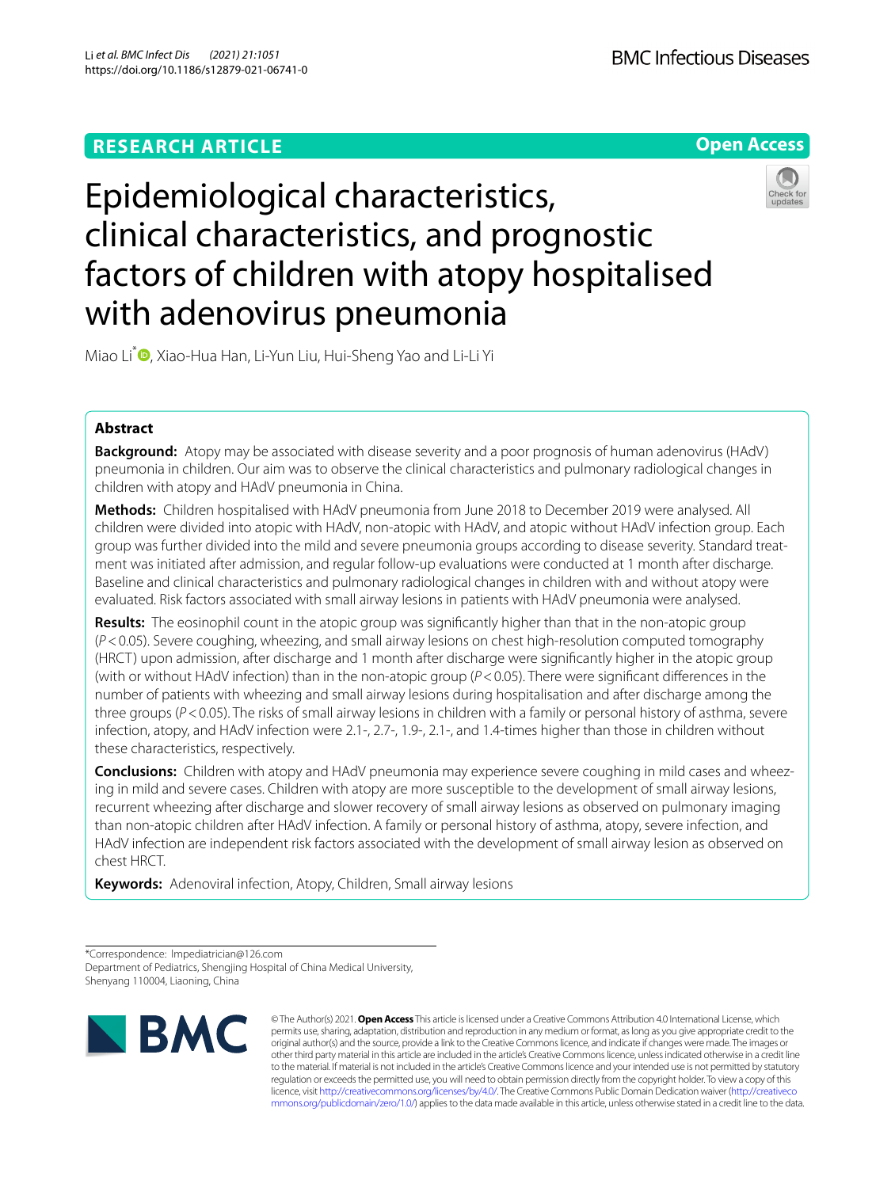RESEARCH ARTICLE

Open Access

# Epidemiological characteristics, clinical characteristics, and prognostic factors of children with atopy hospitalised with adenovirus pneumonia

Miao Li*, Xiao-Hua Han, Li-Yun Liu, Hui-Sheng Yao and Li-Li Yi

## Abstract

**Background:** Atopy may be associated with disease severity and a poor prognosis of human adenovirus (HAdV) pneumonia in children. Our aim was to observe the clinical characteristics and pulmonary radiological changes in children with atopy and HAdV pneumonia in China.

**Methods:** Children hospitalised with HAdV pneumonia from June 2018 to December 2019 were analysed. All children were divided into atopic with HAdV, non-atopic with HAdV, and atopic without HAdV infection group. Each group was further divided into the mild and severe pneumonia groups according to disease severity. Standard treatment was initiated after admission, and regular follow-up evaluations were conducted at 1 month after discharge. Baseline and clinical characteristics and pulmonary radiological changes in children with and without atopy were evaluated. Risk factors associated with small airway lesions in patients with HAdV pneumonia were analysed.

**Results:** The eosinophil count in the atopic group was significantly higher than that in the non-atopic group ($P<0.05$). Severe coughing, wheezing, and small airway lesions on chest high-resolution computed tomography (HRCT) upon admission, after discharge and 1 month after discharge were significantly higher in the atopic group (with or without HAdV infection) than in the non-atopic group ($P<0.05$). There were significant differences in the number of patients with wheezing and small airway lesions during hospitalisation and after discharge among the three groups ($P<0.05$). The risks of small airway lesions in children with a family or personal history of asthma, severe infection, atopy, and HAdV infection were 2.1-, 2.7-, 1.9-, 2.1-, and 1.4-times higher than those in children without these characteristics, respectively.

**Conclusions:** Children with atopy and HAdV pneumonia may experience severe coughing in mild cases and wheezing in mild and severe cases. Children with atopy are more susceptible to the development of small airway lesions, recurrent wheezing after discharge and slower recovery of small airway lesions as observed on pulmonary imaging than non-atopic children after HAdV infection. A family or personal history of asthma, atopy, severe infection, and HAdV infection are independent risk factors associated with the development of small airway lesion as observed on chest HRCT.

**Keywords:** Adenoviral infection, Atopy, Children, Small airway lesions

*Correspondence: lmpediatrician@126.com
Department of Pediatrics, Shengjing Hospital of China Medical University, Shenyang 110004, Liaoning, China

© The Author(s) 2021. **Open Access** This article is licensed under a Creative Commons Attribution 4.0 International License, which permits use, sharing, adaptation, distribution and reproduction in any medium or format, as long as you give appropriate credit to the original author(s) and the source, provide a link to the Creative Commons licence, and indicate if changes were made. The images or other third party material in this article are included in the article's Creative Commons licence, unless indicated otherwise in a credit line to the material. If material is not included in the article's Creative Commons licence and your intended use is not permitted by statutory regulation or exceeds the permitted use, you will need to obtain permission directly from the copyright holder. To view a copy of this licence, visit http://creativecommons.org/licenses/by/4.0/. The Creative Commons Public Domain Dedication waiver (http://creativecommons.org/publicdomain/zero/1.0/) applies to the data made available in this article, unless otherwise stated in a credit line to the data.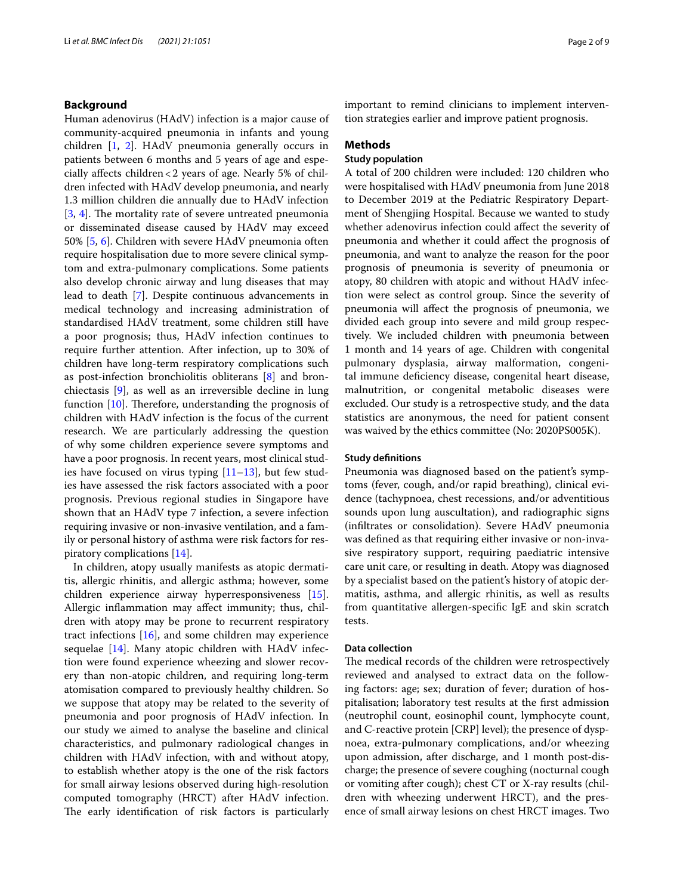## Background

Human adenovirus (HAdV) infection is a major cause of community-acquired pneumonia in infants and young children [1, 2]. HAdV pneumonia generally occurs in patients between 6 months and 5 years of age and especially affects children < 2 years of age. Nearly 5% of children infected with HAdV develop pneumonia, and nearly 1.3 million children die annually due to HAdV infection [3, 4]. The mortality rate of severe untreated pneumonia or disseminated disease caused by HAdV may exceed 50% [5, 6]. Children with severe HAdV pneumonia often require hospitalisation due to more severe clinical symptom and extra-pulmonary complications. Some patients also develop chronic airway and lung diseases that may lead to death [7]. Despite continuous advancements in medical technology and increasing administration of standardised HAdV treatment, some children still have a poor prognosis; thus, HAdV infection continues to require further attention. After infection, up to 30% of children have long-term respiratory complications such as post-infection bronchiolitis obliterans [8] and bronchiectasis [9], as well as an irreversible decline in lung function [10]. Therefore, understanding the prognosis of children with HAdV infection is the focus of the current research. We are particularly addressing the question of why some children experience severe symptoms and have a poor prognosis. In recent years, most clinical studies have focused on virus typing [11–13], but few studies have assessed the risk factors associated with a poor prognosis. Previous regional studies in Singapore have shown that an HAdV type 7 infection, a severe infection requiring invasive or non-invasive ventilation, and a family or personal history of asthma were risk factors for respiratory complications [14].

In children, atopy usually manifests as atopic dermatitis, allergic rhinitis, and allergic asthma; however, some children experience airway hyperresponsiveness [15]. Allergic inflammation may affect immunity; thus, children with atopy may be prone to recurrent respiratory tract infections [16], and some children may experience sequelae [14]. Many atopic children with HAdV infection were found experience wheezing and slower recovery than non-atopic children, and requiring long-term atomisation compared to previously healthy children. So we suppose that atopy may be related to the severity of pneumonia and poor prognosis of HAdV infection. In our study we aimed to analyse the baseline and clinical characteristics, and pulmonary radiological changes in children with HAdV infection, with and without atopy, to establish whether atopy is the one of the risk factors for small airway lesions observed during high-resolution computed tomography (HRCT) after HAdV infection. The early identification of risk factors is particularly important to remind clinicians to implement intervention strategies earlier and improve patient prognosis.

## Methods

### Study population

A total of 200 children were included: 120 children who were hospitalised with HAdV pneumonia from June 2018 to December 2019 at the Pediatric Respiratory Department of Shengjing Hospital. Because we wanted to study whether adenovirus infection could affect the severity of pneumonia and whether it could affect the prognosis of pneumonia, and want to analyze the reason for the poor prognosis of pneumonia is severity of pneumonia or atopy, 80 children with atopic and without HAdV infection were select as control group. Since the severity of pneumonia will affect the prognosis of pneumonia, we divided each group into severe and mild group respectively. We included children with pneumonia between 1 month and 14 years of age. Children with congenital pulmonary dysplasia, airway malformation, congenital immune deficiency disease, congenital heart disease, malnutrition, or congenital metabolic diseases were excluded. Our study is a retrospective study, and the data statistics are anonymous, the need for patient consent was waived by the ethics committee (No: 2020PS005K).

### Study definitions

Pneumonia was diagnosed based on the patient's symptoms (fever, cough, and/or rapid breathing), clinical evidence (tachypnoea, chest recessions, and/or adventitious sounds upon lung auscultation), and radiographic signs (infiltrates or consolidation). Severe HAdV pneumonia was defined as that requiring either invasive or non-invasive respiratory support, requiring paediatric intensive care unit care, or resulting in death. Atopy was diagnosed by a specialist based on the patient's history of atopic dermatitis, asthma, and allergic rhinitis, as well as results from quantitative allergen-specific IgE and skin scratch tests.

### Data collection

The medical records of the children were retrospectively reviewed and analysed to extract data on the following factors: age; sex; duration of fever; duration of hospitalisation; laboratory test results at the first admission (neutrophil count, eosinophil count, lymphocyte count, and C-reactive protein [CRP] level); the presence of dyspnoea, extra-pulmonary complications, and/or wheezing upon admission, after discharge, and 1 month post-discharge; the presence of severe coughing (nocturnal cough or vomiting after cough); chest CT or X-ray results (children with wheezing underwent HRCT), and the presence of small airway lesions on chest HRCT images. Two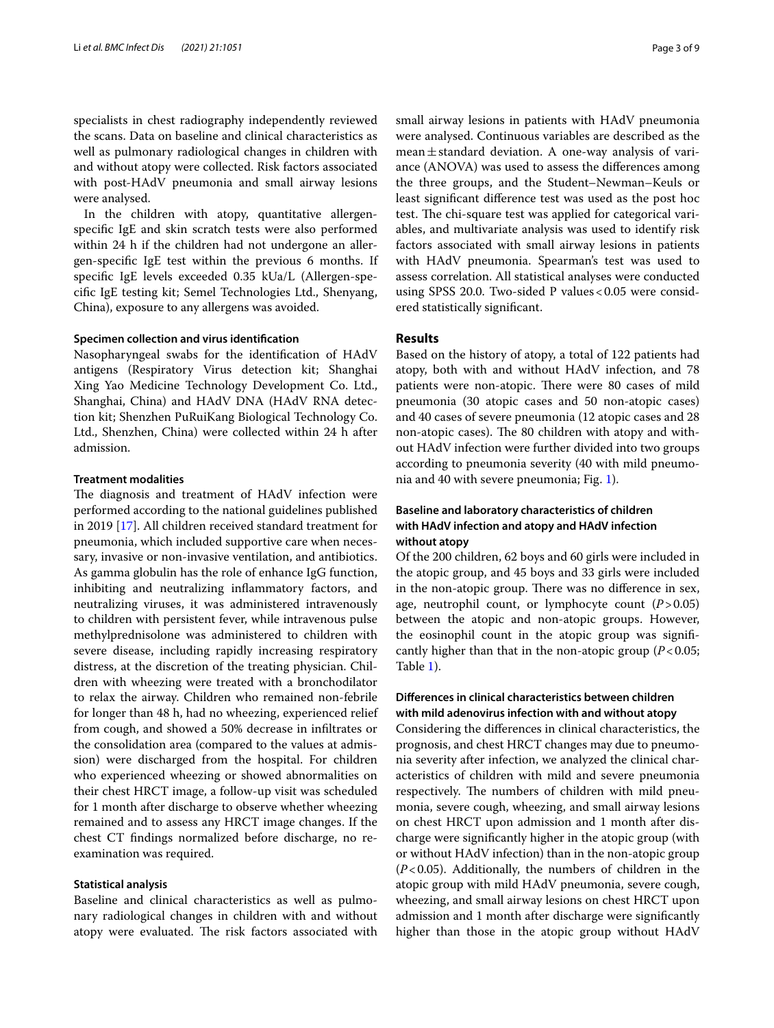specialists in chest radiography independently reviewed the scans. Data on baseline and clinical characteristics as well as pulmonary radiological changes in children with and without atopy were collected. Risk factors associated with post-HAdV pneumonia and small airway lesions were analysed.

In the children with atopy, quantitative allergen-specific IgE and skin scratch tests were also performed within 24 h if the children had not undergone an allergen-specific IgE test within the previous 6 months. If specific IgE levels exceeded 0.35 kUa/L (Allergen-specific IgE testing kit; Semel Technologies Ltd., Shenyang, China), exposure to any allergens was avoided.

#### Specimen collection and virus identification

Nasopharyngeal swabs for the identification of HAdV antigens (Respiratory Virus detection kit; Shanghai Xing Yao Medicine Technology Development Co. Ltd., Shanghai, China) and HAdV DNA (HAdV RNA detection kit; Shenzhen PuRuiKang Biological Technology Co. Ltd., Shenzhen, China) were collected within 24 h after admission.

#### Treatment modalities

The diagnosis and treatment of HAdV infection were performed according to the national guidelines published in 2019 [17]. All children received standard treatment for pneumonia, which included supportive care when necessary, invasive or non-invasive ventilation, and antibiotics. As gamma globulin has the role of enhance IgG function, inhibiting and neutralizing inflammatory factors, and neutralizing viruses, it was administered intravenously to children with persistent fever, while intravenous pulse methylprednisolone was administered to children with severe disease, including rapidly increasing respiratory distress, at the discretion of the treating physician. Children with wheezing were treated with a bronchodilator to relax the airway. Children who remained non-febrile for longer than 48 h, had no wheezing, experienced relief from cough, and showed a 50% decrease in infiltrates or the consolidation area (compared to the values at admission) were discharged from the hospital. For children who experienced wheezing or showed abnormalities on their chest HRCT image, a follow-up visit was scheduled for 1 month after discharge to observe whether wheezing remained and to assess any HRCT image changes. If the chest CT findings normalized before discharge, no re-examination was required.

#### Statistical analysis

Baseline and clinical characteristics as well as pulmonary radiological changes in children with and without atopy were evaluated. The risk factors associated with small airway lesions in patients with HAdV pneumonia were analysed. Continuous variables are described as the mean ± standard deviation. A one-way analysis of variance (ANOVA) was used to assess the differences among the three groups, and the Student–Newman–Keuls or least significant difference test was used as the post hoc test. The chi-square test was applied for categorical variables, and multivariate analysis was used to identify risk factors associated with small airway lesions in patients with HAdV pneumonia. Spearman's test was used to assess correlation. All statistical analyses were conducted using SPSS 20.0. Two-sided P values < 0.05 were considered statistically significant.

## Results

Based on the history of atopy, a total of 122 patients had atopy, both with and without HAdV infection, and 78 patients were non-atopic. There were 80 cases of mild pneumonia (30 atopic cases and 50 non-atopic cases) and 40 cases of severe pneumonia (12 atopic cases and 28 non-atopic cases). The 80 children with atopy and without HAdV infection were further divided into two groups according to pneumonia severity (40 with mild pneumonia and 40 with severe pneumonia; Fig. 1).

#### Baseline and laboratory characteristics of children with HAdV infection and atopy and HAdV infection without atopy

Of the 200 children, 62 boys and 60 girls were included in the atopic group, and 45 boys and 33 girls were included in the non-atopic group. There was no difference in sex, age, neutrophil count, or lymphocyte count ($P > 0.05$) between the atopic and non-atopic groups. However, the eosinophil count in the atopic group was significantly higher than that in the non-atopic group ($P < 0.05$; Table 1).

#### Differences in clinical characteristics between children with mild adenovirus infection with and without atopy

Considering the differences in clinical characteristics, the prognosis, and chest HRCT changes may due to pneumonia severity after infection, we analyzed the clinical characteristics of children with mild and severe pneumonia respectively. The numbers of children with mild pneumonia, severe cough, wheezing, and small airway lesions on chest HRCT upon admission and 1 month after discharge were significantly higher in the atopic group (with or without HAdV infection) than in the non-atopic group ($P < 0.05$). Additionally, the numbers of children in the atopic group with mild HAdV pneumonia, severe cough, wheezing, and small airway lesions on chest HRCT upon admission and 1 month after discharge were significantly higher than those in the atopic group without HAdV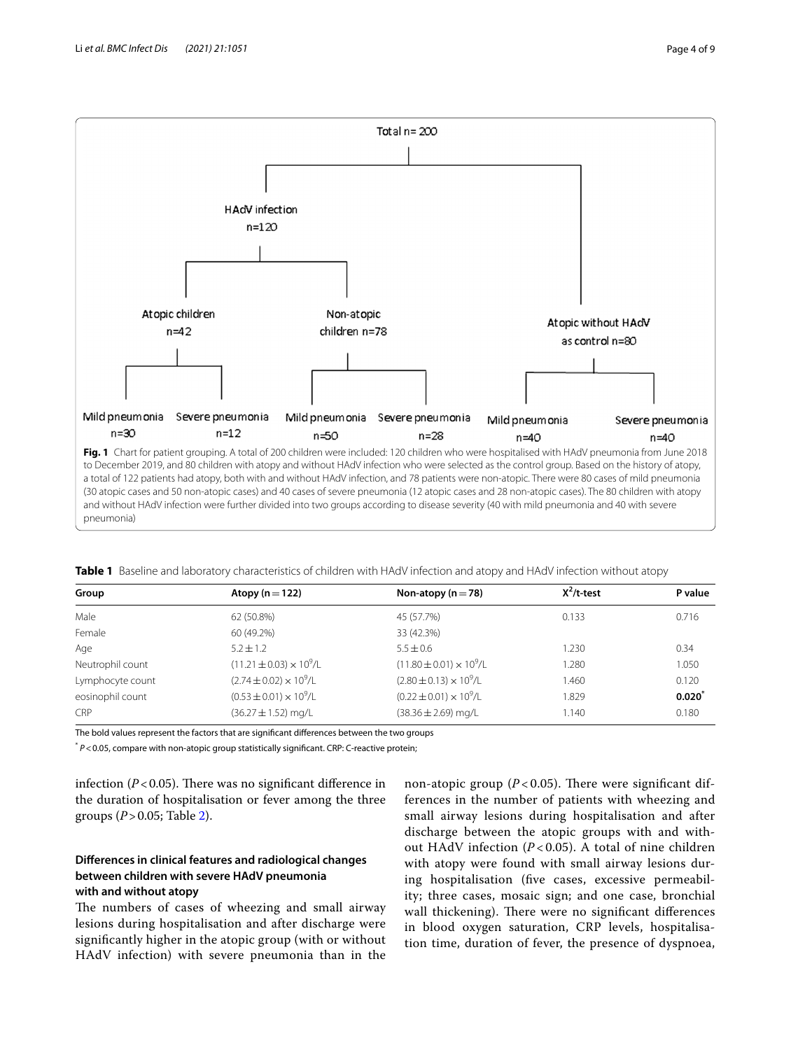Total n= 200

HAdV infection n=120

Atopic children n=42

Non-atopic children n=78

Atopic without HAdV as control n=80

Mild pneumonia n=30 | Severe pneumonia n=12 | Mild pneumonia n=50 | Severe pneumonia n=28 | Mild pneumonia n=40 | Severe pneumonia n=40

**Fig. 1** Chart for patient grouping. A total of 200 children were included: 120 children who were hospitalised with HAdV pneumonia from June 2018 to December 2019, and 80 children with atopy and without HAdV infection who were selected as the control group. Based on the history of atopy, a total of 122 patients had atopy, both with and without HAdV infection, and 78 patients were non-atopic. There were 80 cases of mild pneumonia (30 atopic cases and 50 non-atopic cases) and 40 cases of severe pneumonia (12 atopic cases and 28 non-atopic cases). The 80 children with atopy and without HAdV infection were further divided into two groups according to disease severity (40 with mild pneumonia and 40 with severe pneumonia)

**Table 1** Baseline and laboratory characteristics of children with HAdV infection and atopy and HAdV infection without atopy

| Group | Atopy (n = 122) | Non-atopy (n = 78) | $X^2$/t-test | P value |
|---|---|---|---|---|
| Male | 62 (50.8%) | 45 (57.7%) | 0.133 | 0.716 |
| Female | 60 (49.2%) | 33 (42.3%) | | |
| Age | $5.2 \pm 1.2$ | $5.5 \pm 0.6$ | 1.230 | 0.34 |
| Neutrophil count | $(11.21 \pm 0.03) \times 10^9$/L | $(11.80 \pm 0.01) \times 10^9$/L | 1.280 | 1.050 |
| Lymphocyte count | $(2.74 \pm 0.02) \times 10^9$/L | $(2.80 \pm 0.13) \times 10^9$/L | 1.460 | 0.120 |
| eosinophil count | $(0.53 \pm 0.01) \times 10^9$/L | $(0.22 \pm 0.01) \times 10^9$/L | 1.829 | **0.020***  |
| CRP | $(36.27 \pm 1.52)$ mg/L | $(38.36 \pm 2.69)$ mg/L | 1.140 | 0.180 |

The bold values represent the factors that are significant differences between the two groups

* $P < 0.05$, compare with non-atopic group statistically significant. CRP: C-reactive protein;

infection ($P < 0.05$). There was no significant difference in the duration of hospitalisation or fever among the three groups ($P > 0.05$; Table 2).

### Differences in clinical features and radiological changes between children with severe HAdV pneumonia with and without atopy

The numbers of cases of wheezing and small airway lesions during hospitalisation and after discharge were significantly higher in the atopic group (with or without HAdV infection) with severe pneumonia than in the non-atopic group ($P < 0.05$). There were significant differences in the number of patients with wheezing and small airway lesions during hospitalisation and after discharge between the atopic groups with and without HAdV infection ($P < 0.05$). A total of nine children with atopy were found with small airway lesions during hospitalisation (five cases, excessive permeability; three cases, mosaic sign; and one case, bronchial wall thickening). There were no significant differences in blood oxygen saturation, CRP levels, hospitalisation time, duration of fever, the presence of dyspnoea,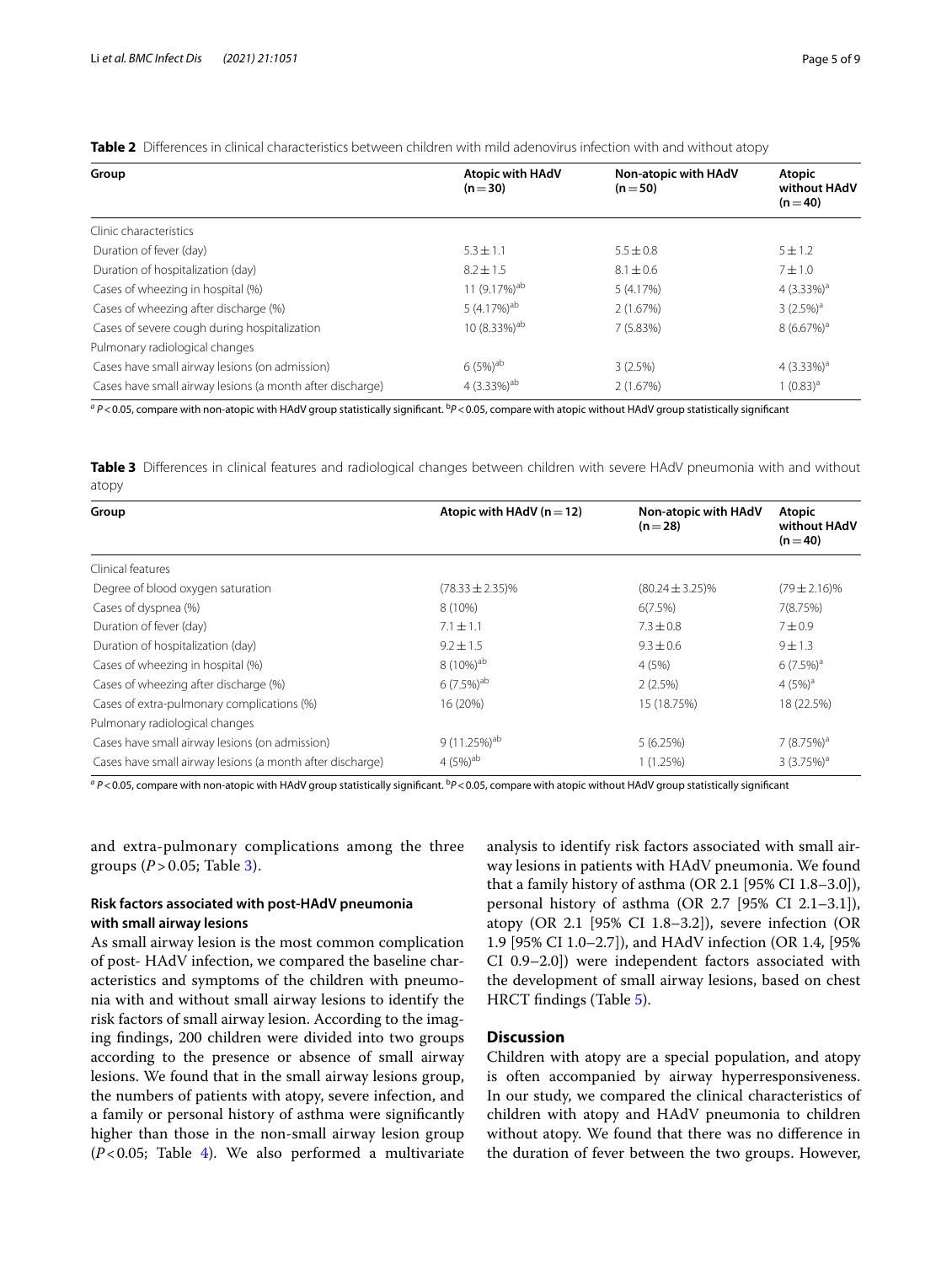**Table 2** Differences in clinical characteristics between children with mild adenovirus infection with and without atopy

| Group | Atopic with HAdV (n = 30) | Non-atopic with HAdV (n = 50) | Atopic without HAdV (n = 40) |
|---|---|---|---|
| Clinic characteristics | | | |
| Duration of fever (day) | 5.3 ± 1.1 | 5.5 ± 0.8 | 5 ± 1.2 |
| Duration of hospitalization (day) | 8.2 ± 1.5 | 8.1 ± 0.6 | 7 ± 1.0 |
| Cases of wheezing in hospital (%) | 11 (9.17%)[ab] | 5 (4.17%) | 4 (3.33%)[a] |
| Cases of wheezing after discharge (%) | 5 (4.17%)[ab] | 2 (1.67%) | 3 (2.5%)[a] |
| Cases of severe cough during hospitalization | 10 (8.33%)[ab] | 7 (5.83%) | 8 (6.67%)[a] |
| Pulmonary radiological changes | | | |
| Cases have small airway lesions (on admission) | 6 (5%)[ab] | 3 (2.5%) | 4 (3.33%)[a] |
| Cases have small airway lesions (a month after discharge) | 4 (3.33%)[ab] | 2 (1.67%) | 1 (0.83)[a] |

[a] $P < 0.05$, compare with non-atopic with HAdV group statistically significant. [b] $P < 0.05$, compare with atopic without HAdV group statistically significant

**Table 3** Differences in clinical features and radiological changes between children with severe HAdV pneumonia with and without atopy

| Group | Atopic with HAdV (n = 12) | Non-atopic with HAdV (n = 28) | Atopic without HAdV (n = 40) |
|---|---|---|---|
| Clinical features | | | |
| Degree of blood oxygen saturation | (78.33 ± 2.35)% | (80.24 ± 3.25)% | (79 ± 2.16)% |
| Cases of dyspnea (%) | 8 (10%) | 6(7.5%) | 7(8.75%) |
| Duration of fever (day) | 7.1 ± 1.1 | 7.3 ± 0.8 | 7 ± 0.9 |
| Duration of hospitalization (day) | 9.2 ± 1.5 | 9.3 ± 0.6 | 9 ± 1.3 |
| Cases of wheezing in hospital (%) | 8 (10%)[ab] | 4 (5%) | 6 (7.5%)[a] |
| Cases of wheezing after discharge (%) | 6 (7.5%)[ab] | 2 (2.5%) | 4 (5%)[a] |
| Cases of extra-pulmonary complications (%) | 16 (20%) | 15 (18.75%) | 18 (22.5%) |
| Pulmonary radiological changes | | | |
| Cases have small airway lesions (on admission) | 9 (11.25%)[ab] | 5 (6.25%) | 7 (8.75%)[a] |
| Cases have small airway lesions (a month after discharge) | 4 (5%)[ab] | 1 (1.25%) | 3 (3.75%)[a] |

[a] $P < 0.05$, compare with non-atopic with HAdV group statistically significant. [b] $P < 0.05$, compare with atopic without HAdV group statistically significant

and extra-pulmonary complications among the three groups ($P > 0.05$; Table 3).

### Risk factors associated with post-HAdV pneumonia with small airway lesions

As small airway lesion is the most common complication of post- HAdV infection, we compared the baseline characteristics and symptoms of the children with pneumonia with and without small airway lesions to identify the risk factors of small airway lesion. According to the imaging findings, 200 children were divided into two groups according to the presence or absence of small airway lesions. We found that in the small airway lesions group, the numbers of patients with atopy, severe infection, and a family or personal history of asthma were significantly higher than those in the non-small airway lesion group ($P < 0.05$; Table 4). We also performed a multivariate analysis to identify risk factors associated with small airway lesions in patients with HAdV pneumonia. We found that a family history of asthma (OR 2.1 [95% CI 1.8–3.0]), personal history of asthma (OR 2.7 [95% CI 2.1–3.1]), atopy (OR 2.1 [95% CI 1.8–3.2]), severe infection (OR 1.9 [95% CI 1.0–2.7]), and HAdV infection (OR 1.4, [95% CI 0.9–2.0]) were independent factors associated with the development of small airway lesions, based on chest HRCT findings (Table 5).

## Discussion

Children with atopy are a special population, and atopy is often accompanied by airway hyperresponsiveness. In our study, we compared the clinical characteristics of children with atopy and HAdV pneumonia to children without atopy. We found that there was no difference in the duration of fever between the two groups. However,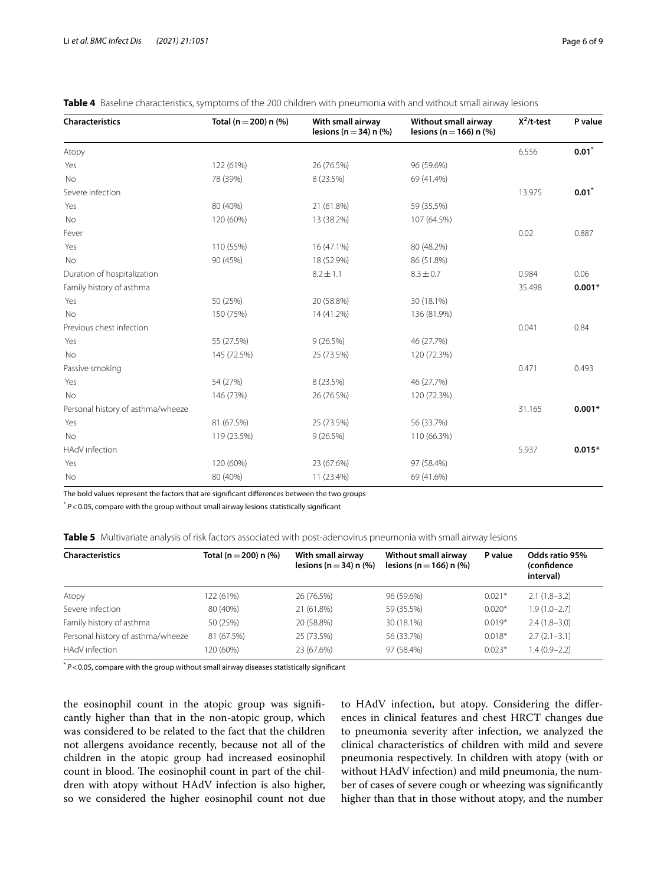**Table 4** Baseline characteristics, symptoms of the 200 children with pneumonia with and without small airway lesions

| Characteristics | Total (n = 200) n (%) | With small airway lesions (n = 34) n (%) | Without small airway lesions (n = 166) n (%) | $X^2$/t-test | P value |
|---|---|---|---|---|---|
| Atopy | | | | 6.556 | **0.01*** |
| Yes | 122 (61%) | 26 (76.5%) | 96 (59.6%) | | |
| No | 78 (39%) | 8 (23.5%) | 69 (41.4%) | | |
| Severe infection | | | | 13.975 | **0.01*** |
| Yes | 80 (40%) | 21 (61.8%) | 59 (35.5%) | | |
| No | 120 (60%) | 13 (38.2%) | 107 (64.5%) | | |
| Fever | | | | 0.02 | 0.887 |
| Yes | 110 (55%) | 16 (47.1%) | 80 (48.2%) | | |
| No | 90 (45%) | 18 (52.9%) | 86 (51.8%) | | |
| Duration of hospitalization | | 8.2 ± 1.1 | 8.3 ± 0.7 | 0.984 | 0.06 |
| Family history of asthma | | | | 35.498 | **0.001*** |
| Yes | 50 (25%) | 20 (58.8%) | 30 (18.1%) | | |
| No | 150 (75%) | 14 (41.2%) | 136 (81.9%) | | |
| Previous chest infection | | | | 0.041 | 0.84 |
| Yes | 55 (27.5%) | 9 (26.5%) | 46 (27.7%) | | |
| No | 145 (72.5%) | 25 (73.5%) | 120 (72.3%) | | |
| Passive smoking | | | | 0.471 | 0.493 |
| Yes | 54 (27%) | 8 (23.5%) | 46 (27.7%) | | |
| No | 146 (73%) | 26 (76.5%) | 120 (72.3%) | | |
| Personal history of asthma/wheeze | | | | 31.165 | **0.001*** |
| Yes | 81 (67.5%) | 25 (73.5%) | 56 (33.7%) | | |
| No | 119 (23.5%) | 9 (26.5%) | 110 (66.3%) | | |
| HAdV infection | | | | 5.937 | **0.015*** |
| Yes | 120 (60%) | 23 (67.6%) | 97 (58.4%) | | |
| No | 80 (40%) | 11 (23.4%) | 69 (41.6%) | | |

The bold values represent the factors that are significant differences between the two groups

\* $P < 0.05$, compare with the group without small airway lesions statistically significant

**Table 5** Multivariate analysis of risk factors associated with post-adenovirus pneumonia with small airway lesions

| Characteristics | Total (n = 200) n (%) | With small airway lesions (n = 34) n (%) | Without small airway lesions (n = 166) n (%) | P value | Odds ratio 95% (confidence interval) |
|---|---|---|---|---|---|
| Atopy | 122 (61%) | 26 (76.5%) | 96 (59.6%) | 0.021* | 2.1 (1.8–3.2) |
| Severe infection | 80 (40%) | 21 (61.8%) | 59 (35.5%) | 0.020* | 1.9 (1.0–2.7) |
| Family history of asthma | 50 (25%) | 20 (58.8%) | 30 (18.1%) | 0.019* | 2.4 (1.8–3.0) |
| Personal history of asthma/wheeze | 81 (67.5%) | 25 (73.5%) | 56 (33.7%) | 0.018* | 2.7 (2.1–3.1) |
| HAdV infection | 120 (60%) | 23 (67.6%) | 97 (58.4%) | 0.023* | 1.4 (0.9–2.2) |

\* $P < 0.05$, compare with the group without small airway diseases statistically significant

the eosinophil count in the atopic group was significantly higher than that in the non-atopic group, which was considered to be related to the fact that the children not allergens avoidance recently, because not all of the children in the atopic group had increased eosinophil count in blood. The eosinophil count in part of the children with atopy without HAdV infection is also higher, so we considered the higher eosinophil count not due to HAdV infection, but atopy. Considering the differences in clinical features and chest HRCT changes due to pneumonia severity after infection, we analyzed the clinical characteristics of children with mild and severe pneumonia respectively. In children with atopy (with or without HAdV infection) and mild pneumonia, the number of cases of severe cough or wheezing was significantly higher than that in those without atopy, and the number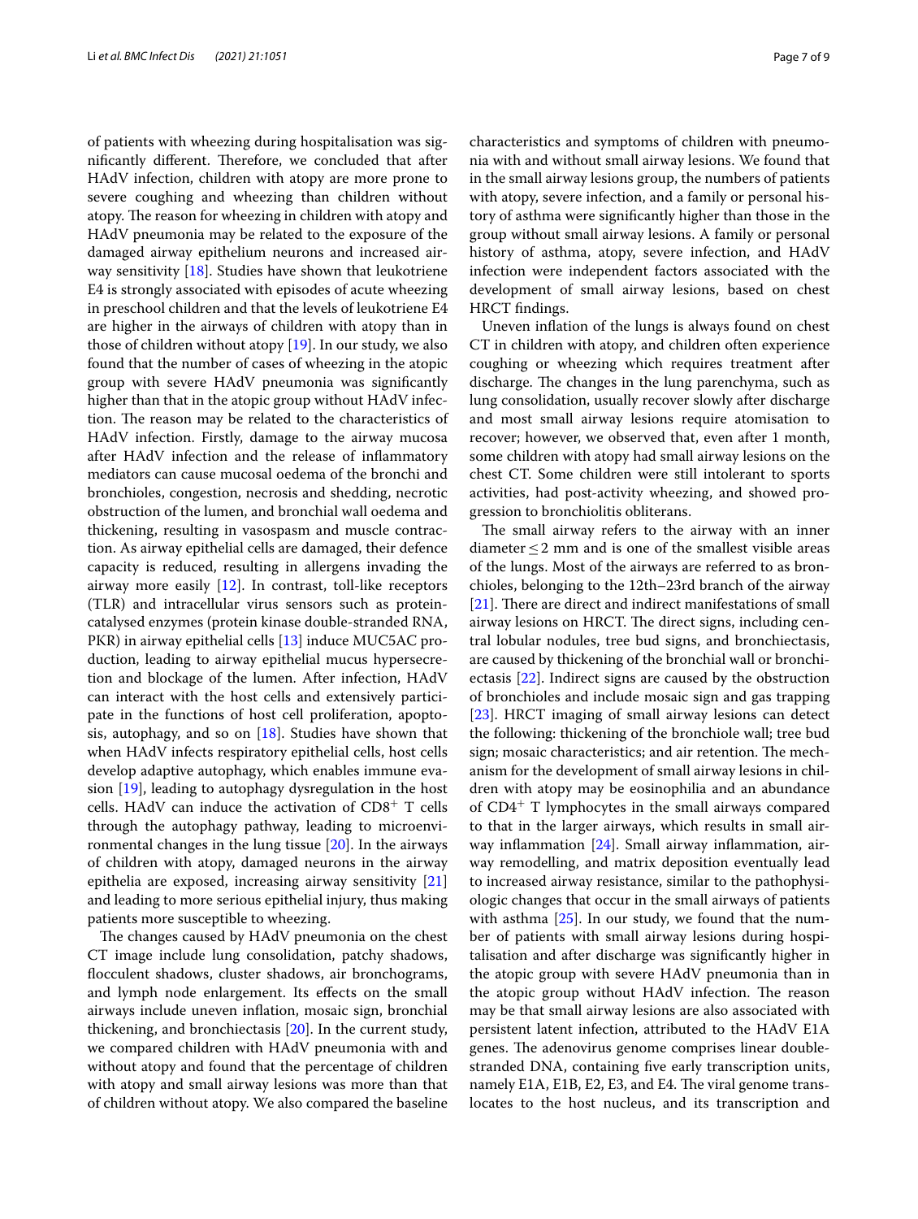of patients with wheezing during hospitalisation was significantly different. Therefore, we concluded that after HAdV infection, children with atopy are more prone to severe coughing and wheezing than children without atopy. The reason for wheezing in children with atopy and HAdV pneumonia may be related to the exposure of the damaged airway epithelium neurons and increased airway sensitivity [18]. Studies have shown that leukotriene E4 is strongly associated with episodes of acute wheezing in preschool children and that the levels of leukotriene E4 are higher in the airways of children with atopy than in those of children without atopy [19]. In our study, we also found that the number of cases of wheezing in the atopic group with severe HAdV pneumonia was significantly higher than that in the atopic group without HAdV infection. The reason may be related to the characteristics of HAdV infection. Firstly, damage to the airway mucosa after HAdV infection and the release of inflammatory mediators can cause mucosal oedema of the bronchi and bronchioles, congestion, necrosis and shedding, necrotic obstruction of the lumen, and bronchial wall oedema and thickening, resulting in vasospasm and muscle contraction. As airway epithelial cells are damaged, their defence capacity is reduced, resulting in allergens invading the airway more easily [12]. In contrast, toll-like receptors (TLR) and intracellular virus sensors such as protein-catalysed enzymes (protein kinase double-stranded RNA, PKR) in airway epithelial cells [13] induce MUC5AC production, leading to airway epithelial mucus hypersecretion and blockage of the lumen. After infection, HAdV can interact with the host cells and extensively participate in the functions of host cell proliferation, apoptosis, autophagy, and so on [18]. Studies have shown that when HAdV infects respiratory epithelial cells, host cells develop adaptive autophagy, which enables immune evasion [19], leading to autophagy dysregulation in the host cells. HAdV can induce the activation of $CD8^+$ T cells through the autophagy pathway, leading to microenvironmental changes in the lung tissue [20]. In the airways of children with atopy, damaged neurons in the airway epithelia are exposed, increasing airway sensitivity [21] and leading to more serious epithelial injury, thus making patients more susceptible to wheezing.

The changes caused by HAdV pneumonia on the chest CT image include lung consolidation, patchy shadows, flocculent shadows, cluster shadows, air bronchograms, and lymph node enlargement. Its effects on the small airways include uneven inflation, mosaic sign, bronchial thickening, and bronchiectasis [20]. In the current study, we compared children with HAdV pneumonia with and without atopy and found that the percentage of children with atopy and small airway lesions was more than that of children without atopy. We also compared the baseline characteristics and symptoms of children with pneumonia with and without small airway lesions. We found that in the small airway lesions group, the numbers of patients with atopy, severe infection, and a family or personal history of asthma were significantly higher than those in the group without small airway lesions. A family or personal history of asthma, atopy, severe infection, and HAdV infection were independent factors associated with the development of small airway lesions, based on chest HRCT findings.

Uneven inflation of the lungs is always found on chest CT in children with atopy, and children often experience coughing or wheezing which requires treatment after discharge. The changes in the lung parenchyma, such as lung consolidation, usually recover slowly after discharge and most small airway lesions require atomisation to recover; however, we observed that, even after 1 month, some children with atopy had small airway lesions on the chest CT. Some children were still intolerant to sports activities, had post-activity wheezing, and showed progression to bronchiolitis obliterans.

The small airway refers to the airway with an inner diameter ≤ 2 mm and is one of the smallest visible areas of the lungs. Most of the airways are referred to as bronchioles, belonging to the 12th–23rd branch of the airway [21]. There are direct and indirect manifestations of small airway lesions on HRCT. The direct signs, including central lobular nodules, tree bud signs, and bronchiectasis, are caused by thickening of the bronchial wall or bronchiectasis [22]. Indirect signs are caused by the obstruction of bronchioles and include mosaic sign and gas trapping [23]. HRCT imaging of small airway lesions can detect the following: thickening of the bronchiole wall; tree bud sign; mosaic characteristics; and air retention. The mechanism for the development of small airway lesions in children with atopy may be eosinophilia and an abundance of $CD4^+$ T lymphocytes in the small airways compared to that in the larger airways, which results in small airway inflammation [24]. Small airway inflammation, airway remodelling, and matrix deposition eventually lead to increased airway resistance, similar to the pathophysiologic changes that occur in the small airways of patients with asthma [25]. In our study, we found that the number of patients with small airway lesions during hospitalisation and after discharge was significantly higher in the atopic group with severe HAdV pneumonia than in the atopic group without HAdV infection. The reason may be that small airway lesions are also associated with persistent latent infection, attributed to the HAdV E1A genes. The adenovirus genome comprises linear double-stranded DNA, containing five early transcription units, namely E1A, E1B, E2, E3, and E4. The viral genome translocates to the host nucleus, and its transcription and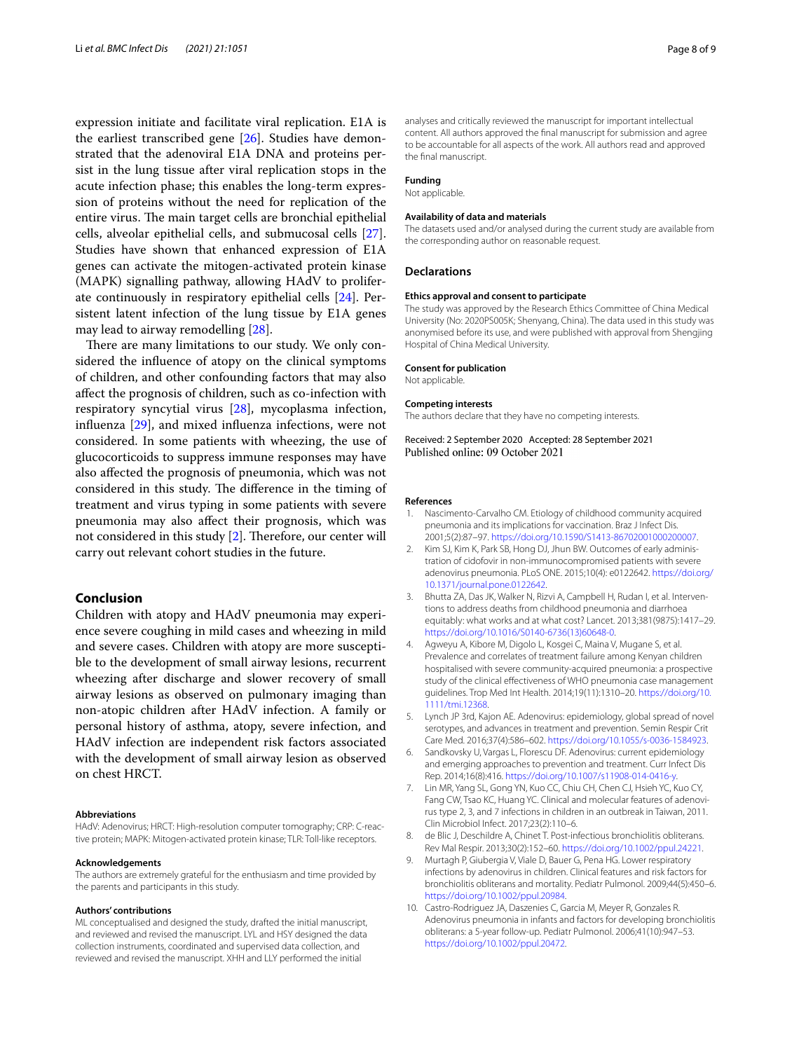expression initiate and facilitate viral replication. E1A is the earliest transcribed gene [26]. Studies have demonstrated that the adenoviral E1A DNA and proteins persist in the lung tissue after viral replication stops in the acute infection phase; this enables the long-term expression of proteins without the need for replication of the entire virus. The main target cells are bronchial epithelial cells, alveolar epithelial cells, and submucosal cells [27]. Studies have shown that enhanced expression of E1A genes can activate the mitogen-activated protein kinase (MAPK) signalling pathway, allowing HAdV to proliferate continuously in respiratory epithelial cells [24]. Persistent latent infection of the lung tissue by E1A genes may lead to airway remodelling [28].

There are many limitations to our study. We only considered the influence of atopy on the clinical symptoms of children, and other confounding factors that may also affect the prognosis of children, such as co-infection with respiratory syncytial virus [28], mycoplasma infection, influenza [29], and mixed influenza infections, were not considered. In some patients with wheezing, the use of glucocorticoids to suppress immune responses may have also affected the prognosis of pneumonia, which was not considered in this study. The difference in the timing of treatment and virus typing in some patients with severe pneumonia may also affect their prognosis, which was not considered in this study [2]. Therefore, our center will carry out relevant cohort studies in the future.

## Conclusion

Children with atopy and HAdV pneumonia may experience severe coughing in mild cases and wheezing in mild and severe cases. Children with atopy are more susceptible to the development of small airway lesions, recurrent wheezing after discharge and slower recovery of small airway lesions as observed on pulmonary imaging than non-atopic children after HAdV infection. A family or personal history of asthma, atopy, severe infection, and HAdV infection are independent risk factors associated with the development of small airway lesion as observed on chest HRCT.

#### Abbreviations

HAdV: Adenovirus; HRCT: High-resolution computer tomography; CRP: C-reactive protein; MAPK: Mitogen-activated protein kinase; TLR: Toll-like receptors.

#### Acknowledgements

The authors are extremely grateful for the enthusiasm and time provided by the parents and participants in this study.

#### Authors' contributions

ML conceptualised and designed the study, drafted the initial manuscript, and reviewed and revised the manuscript. LYL and HSY designed the data collection instruments, coordinated and supervised data collection, and reviewed and revised the manuscript. XHH and LLY performed the initial analyses and critically reviewed the manuscript for important intellectual content. All authors approved the final manuscript for submission and agree to be accountable for all aspects of the work. All authors read and approved the final manuscript.

#### Funding

Not applicable.

#### Availability of data and materials

The datasets used and/or analysed during the current study are available from the corresponding author on reasonable request.

### Declarations

#### Ethics approval and consent to participate

The study was approved by the Research Ethics Committee of China Medical University (No: 2020PS005K; Shenyang, China). The data used in this study was anonymised before its use, and were published with approval from Shengjing Hospital of China Medical University.

#### Consent for publication

Not applicable.

#### Competing interests

The authors declare that they have no competing interests.

Received: 2 September 2020 Accepted: 28 September 2021
Published online: 09 October 2021

#### References

1. Nascimento-Carvalho CM. Etiology of childhood community acquired pneumonia and its implications for vaccination. Braz J Infect Dis. 2001;5(2):87–97. https://doi.org/10.1590/S1413-86702001000200007.
2. Kim SJ, Kim K, Park SB, Hong DJ, Jhun BW. Outcomes of early administration of cidofovir in non-immunocompromised patients with severe adenovirus pneumonia. PLoS ONE. 2015;10(4): e0122642. https://doi.org/10.1371/journal.pone.0122642.
3. Bhutta ZA, Das JK, Walker N, Rizvi A, Campbell H, Rudan I, et al. Interventions to address deaths from childhood pneumonia and diarrhoea equitably: what works and at what cost? Lancet. 2013;381(9875):1417–29. https://doi.org/10.1016/S0140-6736(13)60648-0.
4. Agweyu A, Kibore M, Digolo L, Kosgei C, Maina V, Mugane S, et al. Prevalence and correlates of treatment failure among Kenyan children hospitalised with severe community-acquired pneumonia: a prospective study of the clinical effectiveness of WHO pneumonia case management guidelines. Trop Med Int Health. 2014;19(11):1310–20. https://doi.org/10.1111/tmi.12368.
5. Lynch JP 3rd, Kajon AE. Adenovirus: epidemiology, global spread of novel serotypes, and advances in treatment and prevention. Semin Respir Crit Care Med. 2016;37(4):586–602. https://doi.org/10.1055/s-0036-1584923.
6. Sandkovsky U, Vargas L, Florescu DF. Adenovirus: current epidemiology and emerging approaches to prevention and treatment. Curr Infect Dis Rep. 2014;16(8):416. https://doi.org/10.1007/s11908-014-0416-y.
7. Lin MR, Yang SL, Gong YN, Kuo CC, Chiu CH, Chen CJ, Hsieh YC, Kuo CY, Fang CW, Tsao KC, Huang YC. Clinical and molecular features of adenovirus type 2, 3, and 7 infections in children in an outbreak in Taiwan, 2011. Clin Microbiol Infect. 2017;23(2):110–6.
8. de Blic J, Deschildre A, Chinet T. Post-infectious bronchiolitis obliterans. Rev Mal Respir. 2013;30(2):152–60. https://doi.org/10.1002/ppul.24221.
9. Murtagh P, Giubergia V, Viale D, Bauer G, Pena HG. Lower respiratory infections by adenovirus in children. Clinical features and risk factors for bronchiolitis obliterans and mortality. Pediatr Pulmonol. 2009;44(5):450–6. https://doi.org/10.1002/ppul.20984.
10. Castro-Rodriguez JA, Daszenies C, Garcia M, Meyer R, Gonzales R. Adenovirus pneumonia in infants and factors for developing bronchiolitis obliterans: a 5-year follow-up. Pediatr Pulmonol. 2006;41(10):947–53. https://doi.org/10.1002/ppul.20472.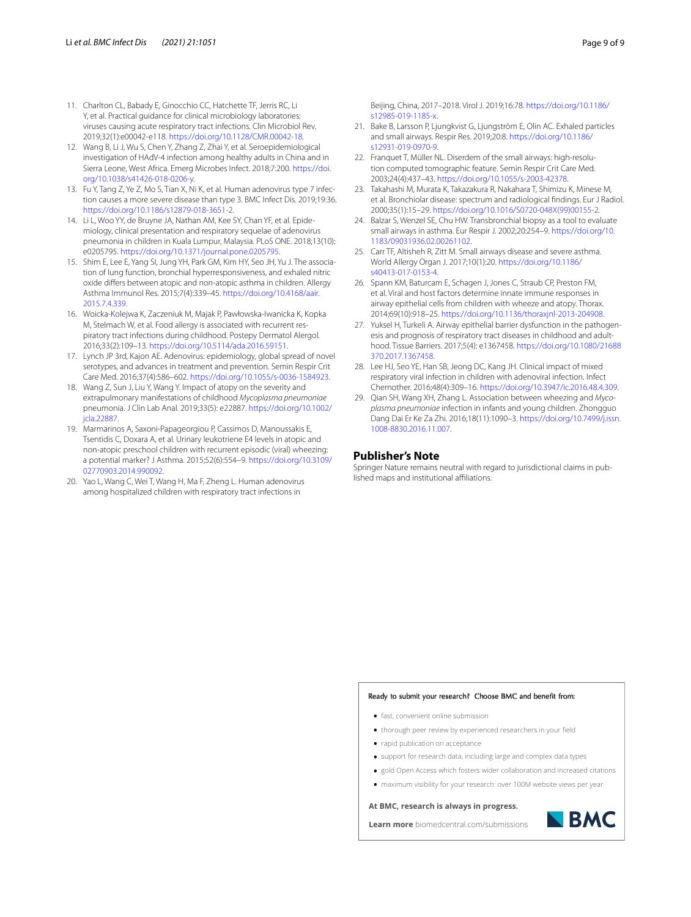11. Charlton CL, Babady E, Ginocchio CC, Hatchette TF, Jerris RC, Li Y, et al. Practical guidance for clinical microbiology laboratories: viruses causing acute respiratory tract infections. Clin Microbiol Rev. 2019;32(1):e00042-e118. https://doi.org/10.1128/CMR.00042-18.
12. Wang B, Li J, Wu S, Chen Y, Zhang Z, Zhai Y, et al. Seroepidemiological investigation of HAdV-4 infection among healthy adults in China and in Sierra Leone, West Africa. Emerg Microbes Infect. 2018;7:200. https://doi.org/10.1038/s41426-018-0206-y.
13. Fu Y, Tang Z, Ye Z, Mo S, Tian X, Ni K, et al. Human adenovirus type 7 infection causes a more severe disease than type 3. BMC Infect Dis. 2019;19:36. https://doi.org/10.1186/s12879-018-3651-2.
14. Li L, Woo YY, de Bruyne JA, Nathan AM, Kee SY, Chan YF, et al. Epidemiology, clinical presentation and respiratory sequelae of adenovirus pneumonia in children in Kuala Lumpur, Malaysia. PLoS ONE. 2018;13(10):e0205795. https://doi.org/10.1371/journal.pone.0205795.
15. Shim E, Lee E, Yang SI, Jung YH, Park GM, Kim HY, Seo JH, Yu J. The association of lung function, bronchial hyperresponsiveness, and exhaled nitric oxide differs between atopic and non-atopic asthma in children. Allergy Asthma Immunol Res. 2015;7(4):339–45. https://doi.org/10.4168/aair.2015.7.4.339.
16. Woicka-Kolejwa K, Zaczeniuk M, Majak P, Pawłowska-Iwanicka K, Kopka M, Stelmach W, et al. Food allergy is associated with recurrent respiratory tract infections during childhood. Postepy Dermatol Alergol. 2016;33(2):109–13. https://doi.org/10.5114/ada.2016.59151.
17. Lynch JP 3rd, Kajon AE. Adenovirus: epidemiology, global spread of novel serotypes, and advances in treatment and prevention. Semin Respir Crit Care Med. 2016;37(4):586–602. https://doi.org/10.1055/s-0036-1584923.
18. Wang Z, Sun J, Liu Y, Wang Y. Impact of atopy on the severity and extrapulmonary manifestations of childhood *Mycoplasma pneumoniae* pneumonia. J Clin Lab Anal. 2019;33(5):e22887. https://doi.org/10.1002/jcla.22887.
19. Marmarinos A, Saxoni-Papageorgiou P, Cassimos D, Manoussakis E, Tsentidis C, Doxara A, et al. Urinary leukotriene E4 levels in atopic and non-atopic preschool children with recurrent episodic (viral) wheezing: a potential marker? J Asthma. 2015;52(6):554–9. https://doi.org/10.3109/02770903.2014.990092.
20. Yao L, Wang C, Wei T, Wang H, Ma F, Zheng L. Human adenovirus among hospitalized children with respiratory tract infections in Beijing, China, 2017–2018. Virol J. 2019;16:78. https://doi.org/10.1186/s12985-019-1185-x.
21. Bake B, Larsson P, Ljungkvist G, Ljungström E, Olin AC. Exhaled particles and small airways. Respir Res. 2019;20:8. https://doi.org/10.1186/s12931-019-0970-9.
22. Franquet T, Müller NL. Diserdem of the small airways: high-resolution computed tomographic feature. Semin Respir Crit Care Med. 2003;24(4):437–43. https://doi.org/10.1055/s-2003-42378.
23. Takahashi M, Murata K, Takazakura R, Nakahara T, Shimizu K, Minese M, et al. Bronchiolar disease: spectrum and radiological findings. Eur J Radiol. 2000;35(1):15–29. https://doi.org/10.1016/S0720-048X(99)00155-2.
24. Balzar S, Wenzel SE, Chu HW. Transbronchial biopsy as a tool to evaluate small airways in asthma. Eur Respir J. 2002;20:254–9. https://doi.org/10.1183/09031936.02.00261102.
25. Carr TF, Altisheh R, Zitt M. Small airways disease and severe asthma. World Allergy Organ J. 2017;10(1):20. https://doi.org/10.1186/s40413-017-0153-4.
26. Spann KM, Baturcam E, Schagen J, Jones C, Straub CP, Preston FM, et al. Viral and host factors determine innate immune responses in airway epithelial cells from children with wheeze and atopy. Thorax. 2014;69(10):918–25. https://doi.org/10.1136/thoraxjnl-2013-204908.
27. Yuksel H, Turkeli A. Airway epithelial barrier dysfunction in the pathogenesis and prognosis of respiratory tract diseases in childhood and adulthood. Tissue Barriers. 2017;5(4): e1367458. https://doi.org/10.1080/21688370.2017.1367458.
28. Lee HJ, Seo YE, Han SB, Jeong DC, Kang JH. Clinical impact of mixed respiratory viral infection in children with adenoviral infection. Infect Chemother. 2016;48(4):309–16. https://doi.org/10.3947/ic.2016.48.4.309.
29. Qian SH, Wang XH, Zhang L. Association between wheezing and *Mycoplasma pneumoniae* infection in infants and young children. Zhongguo Dang Dai Er Ke Za Zhi. 2016;18(11):1090–3. https://doi.org/10.7499/j.issn.1008-8830.2016.11.007.

## Publisher's Note

Springer Nature remains neutral with regard to jurisdictional claims in published maps and institutional affiliations.

Ready to submit your research? Choose BMC and benefit from:

- fast, convenient online submission
- thorough peer review by experienced researchers in your field
- rapid publication on acceptance
- support for research data, including large and complex data types
- gold Open Access which fosters wider collaboration and increased citations
- maximum visibility for your research: over 100M website views per year

**At BMC, research is always in progress.**

**Learn more** biomedcentral.com/submissions

BMC